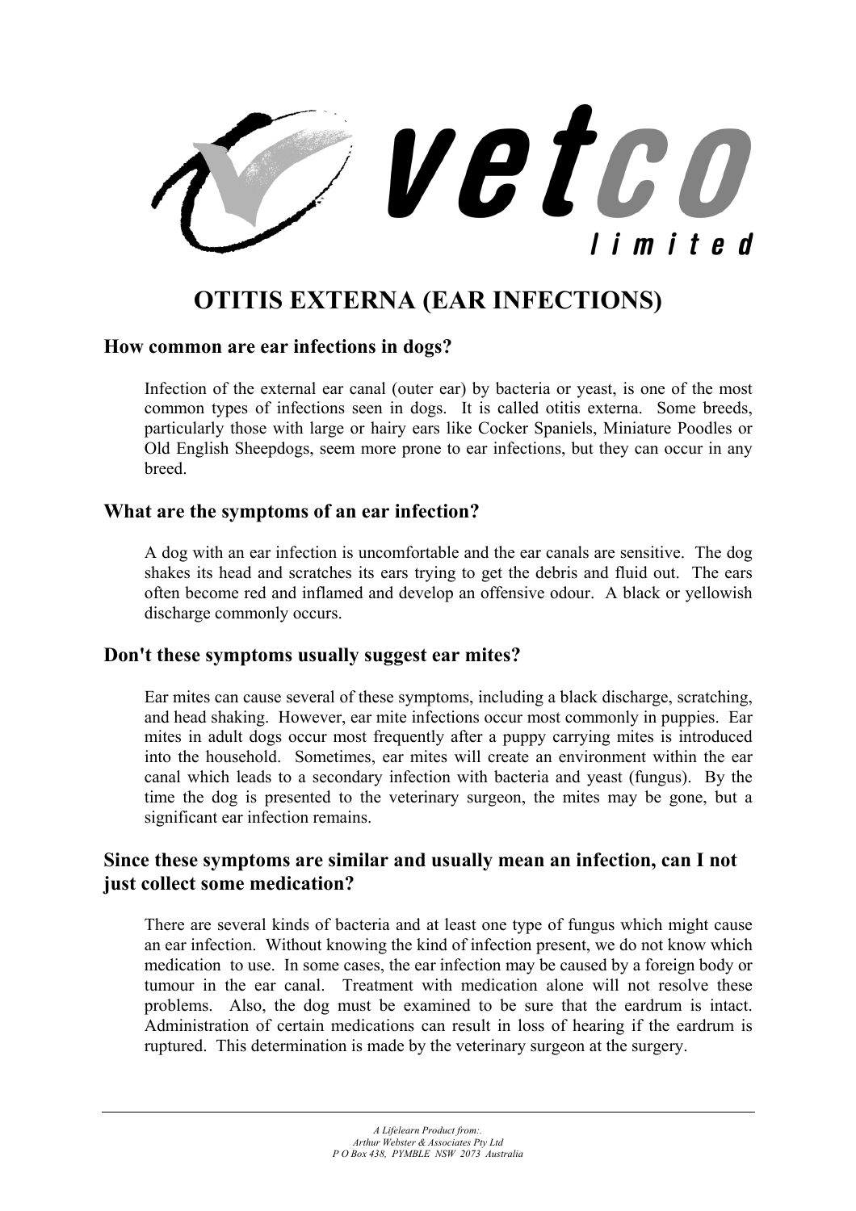# OTITIS EXTERNA (EAR INFECTIONS)

## How common are ear infections in dogs?

Infection of the external ear canal (outer ear) by bacteria or yeast, is one of the most common types of infections seen in dogs. It is called otitis externa. Some breeds, particularly those with large or hairy ears like Cocker Spaniels, Miniature Poodles or Old English Sheepdogs, seem more prone to ear infections, but they can occur in any breed.

## What are the symptoms of an ear infection?

A dog with an ear infection is uncomfortable and the ear canals are sensitive. The dog shakes its head and scratches its ears trying to get the debris and fluid out. The ears often become red and inflamed and develop an offensive odour. A black or yellowish discharge commonly occurs.

## Don't these symptoms usually suggest ear mites?

Ear mites can cause several of these symptoms, including a black discharge, scratching, and head shaking. However, ear mite infections occur most commonly in puppies. Ear mites in adult dogs occur most frequently after a puppy carrying mites is introduced into the household. Sometimes, ear mites will create an environment within the ear canal which leads to a secondary infection with bacteria and yeast (fungus). By the time the dog is presented to the veterinary surgeon, the mites may be gone, but a significant ear infection remains.

## Since these symptoms are similar and usually mean an infection, can I not just collect some medication?

There are several kinds of bacteria and at least one type of fungus which might cause an ear infection. Without knowing the kind of infection present, we do not know which medication to use. In some cases, the ear infection may be caused by a foreign body or tumour in the ear canal. Treatment with medication alone will not resolve these problems. Also, the dog must be examined to be sure that the eardrum is intact. Administration of certain medications can result in loss of hearing if the eardrum is ruptured. This determination is made by the veterinary surgeon at the surgery.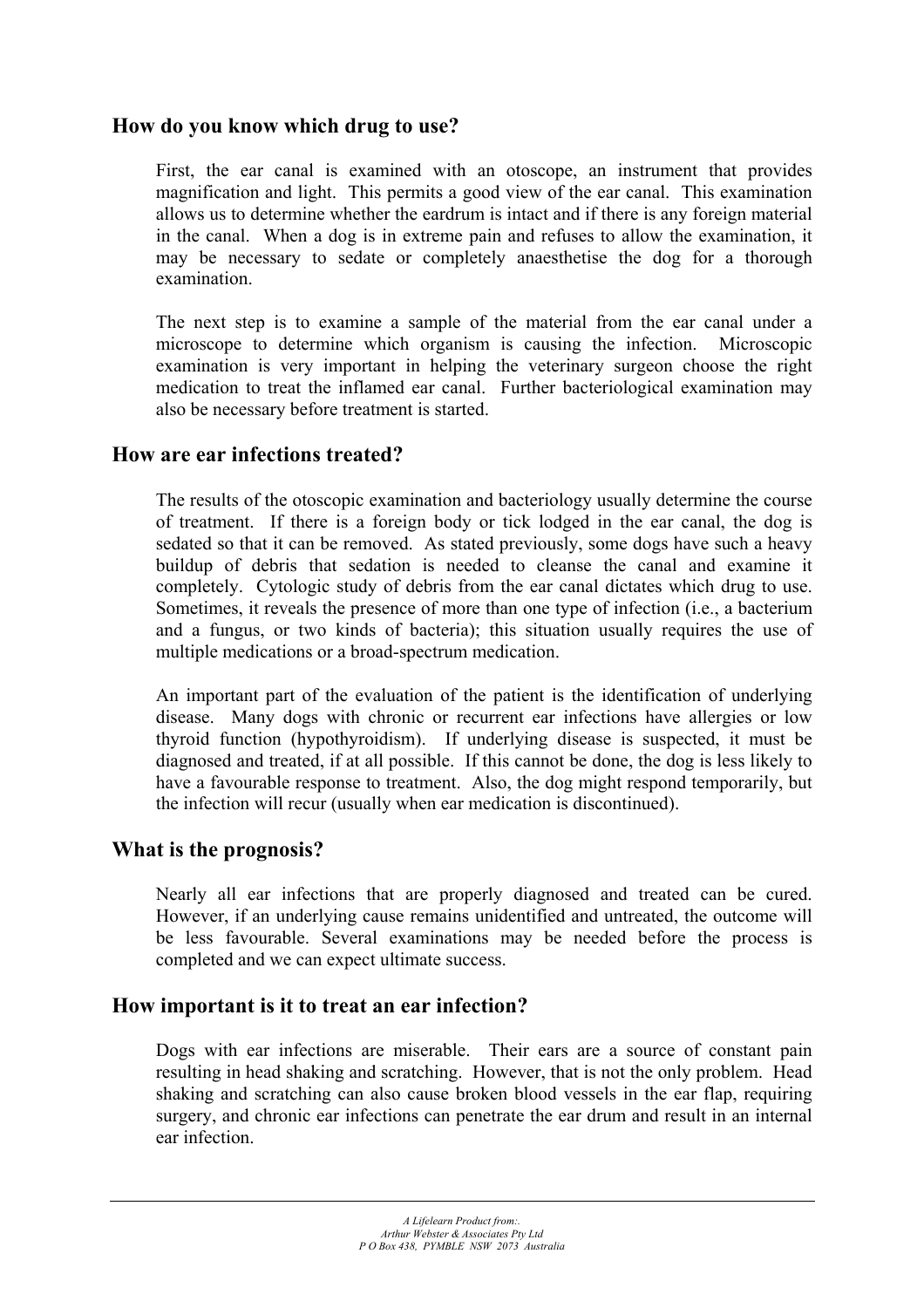## How do you know which drug to use?

First, the ear canal is examined with an otoscope, an instrument that provides magnification and light. This permits a good view of the ear canal. This examination allows us to determine whether the eardrum is intact and if there is any foreign material in the canal. When a dog is in extreme pain and refuses to allow the examination, it may be necessary to sedate or completely anaesthetise the dog for a thorough examination.

The next step is to examine a sample of the material from the ear canal under a microscope to determine which organism is causing the infection. Microscopic examination is very important in helping the veterinary surgeon choose the right medication to treat the inflamed ear canal. Further bacteriological examination may also be necessary before treatment is started.

## How are ear infections treated?

The results of the otoscopic examination and bacteriology usually determine the course of treatment. If there is a foreign body or tick lodged in the ear canal, the dog is sedated so that it can be removed. As stated previously, some dogs have such a heavy buildup of debris that sedation is needed to cleanse the canal and examine it completely. Cytologic study of debris from the ear canal dictates which drug to use. Sometimes, it reveals the presence of more than one type of infection (i.e., a bacterium and a fungus, or two kinds of bacteria); this situation usually requires the use of multiple medications or a broad-spectrum medication.

An important part of the evaluation of the patient is the identification of underlying disease. Many dogs with chronic or recurrent ear infections have allergies or low thyroid function (hypothyroidism). If underlying disease is suspected, it must be diagnosed and treated, if at all possible. If this cannot be done, the dog is less likely to have a favourable response to treatment. Also, the dog might respond temporarily, but the infection will recur (usually when ear medication is discontinued).

## What is the prognosis?

Nearly all ear infections that are properly diagnosed and treated can be cured. However, if an underlying cause remains unidentified and untreated, the outcome will be less favourable. Several examinations may be needed before the process is completed and we can expect ultimate success.

## How important is it to treat an ear infection?

Dogs with ear infections are miserable. Their ears are a source of constant pain resulting in head shaking and scratching. However, that is not the only problem. Head shaking and scratching can also cause broken blood vessels in the ear flap, requiring surgery, and chronic ear infections can penetrate the ear drum and result in an internal ear infection.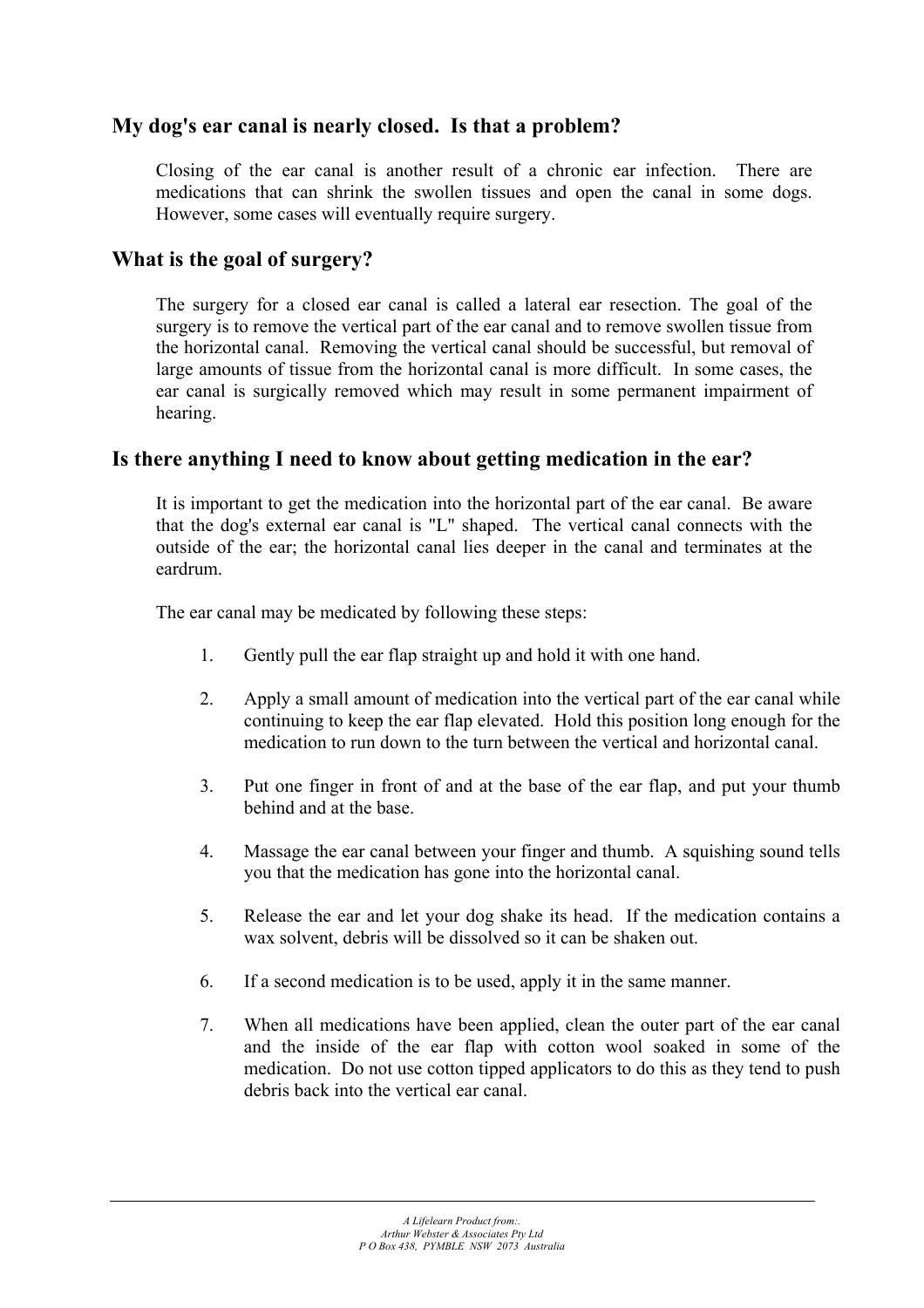## My dog's ear canal is nearly closed. Is that a problem?

Closing of the ear canal is another result of a chronic ear infection. There are medications that can shrink the swollen tissues and open the canal in some dogs. However, some cases will eventually require surgery.

## What is the goal of surgery?

The surgery for a closed ear canal is called a lateral ear resection. The goal of the surgery is to remove the vertical part of the ear canal and to remove swollen tissue from the horizontal canal. Removing the vertical canal should be successful, but removal of large amounts of tissue from the horizontal canal is more difficult. In some cases, the ear canal is surgically removed which may result in some permanent impairment of hearing.

## Is there anything I need to know about getting medication in the ear?

It is important to get the medication into the horizontal part of the ear canal. Be aware that the dog's external ear canal is "L" shaped. The vertical canal connects with the outside of the ear; the horizontal canal lies deeper in the canal and terminates at the eardrum.

The ear canal may be medicated by following these steps:

1. Gently pull the ear flap straight up and hold it with one hand.
2. Apply a small amount of medication into the vertical part of the ear canal while continuing to keep the ear flap elevated. Hold this position long enough for the medication to run down to the turn between the vertical and horizontal canal.
3. Put one finger in front of and at the base of the ear flap, and put your thumb behind and at the base.
4. Massage the ear canal between your finger and thumb. A squishing sound tells you that the medication has gone into the horizontal canal.
5. Release the ear and let your dog shake its head. If the medication contains a wax solvent, debris will be dissolved so it can be shaken out.
6. If a second medication is to be used, apply it in the same manner.
7. When all medications have been applied, clean the outer part of the ear canal and the inside of the ear flap with cotton wool soaked in some of the medication. Do not use cotton tipped applicators to do this as they tend to push debris back into the vertical ear canal.

*A Lifelearn Product from:.*
*Arthur Webster & Associates Pty Ltd*
*P O Box 438, PYMBLE NSW 2073 Australia*